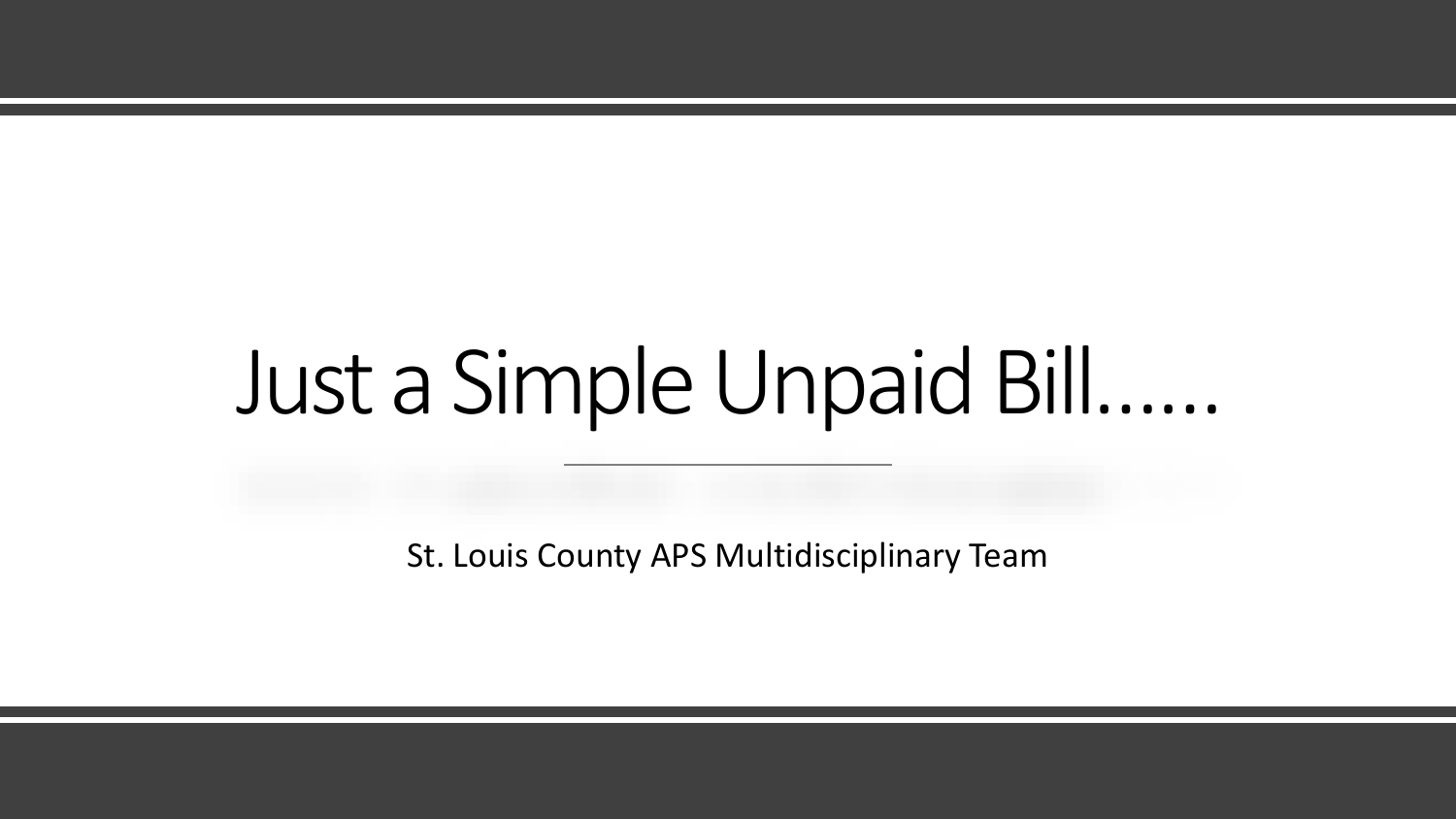# Just a Simple Unpaid Bill……

St. Louis County APS Multidisciplinary Team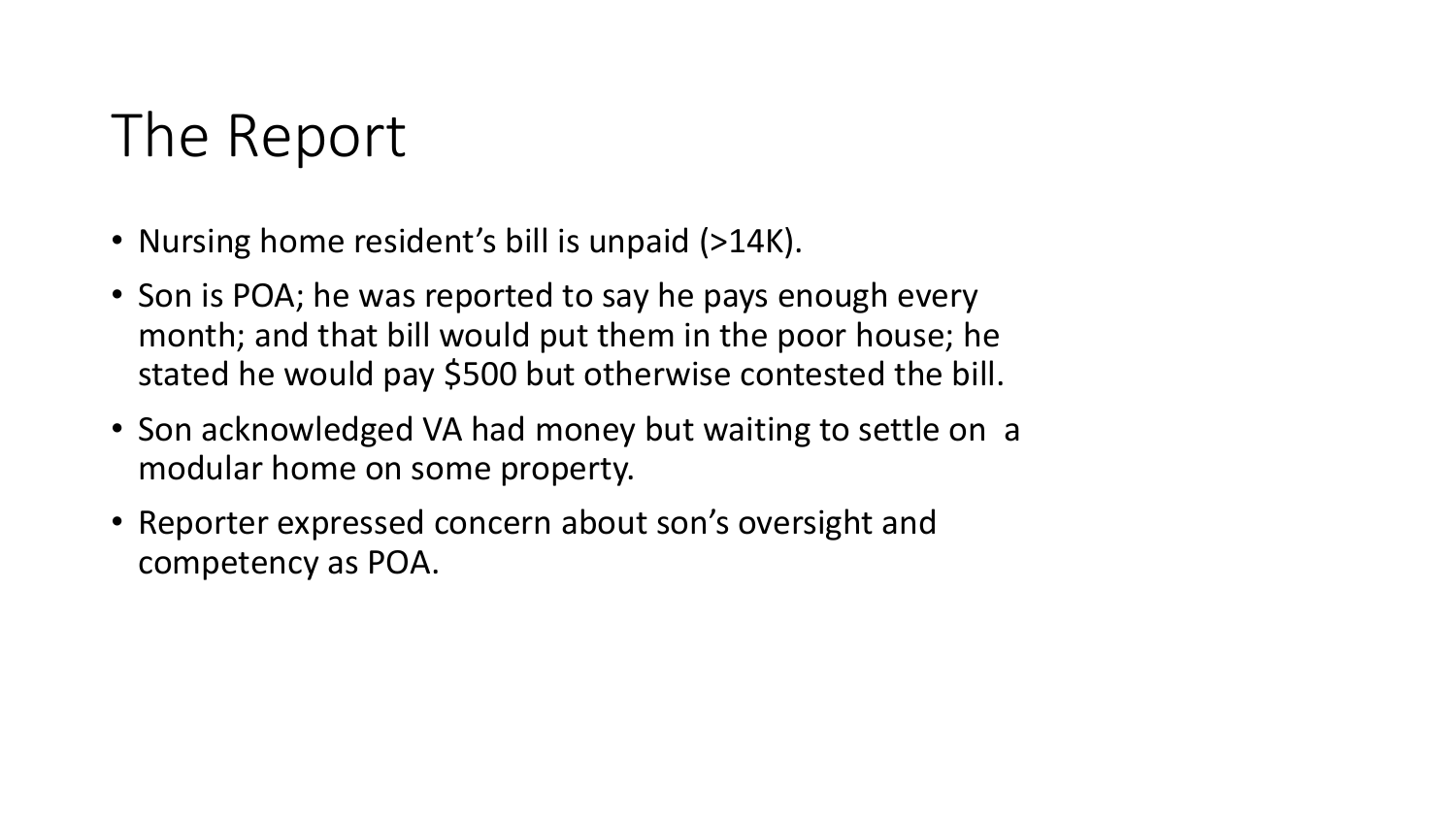# The Report

- Nursing home resident's bill is unpaid (>14K).
- Son is POA; he was reported to say he pays enough every month; and that bill would put them in the poor house; he stated he would pay $500 but otherwise contested the bill.
- Son acknowledged VA had money but waiting to settle on a modular home on some property.
- Reporter expressed concern about son's oversight and competency as POA.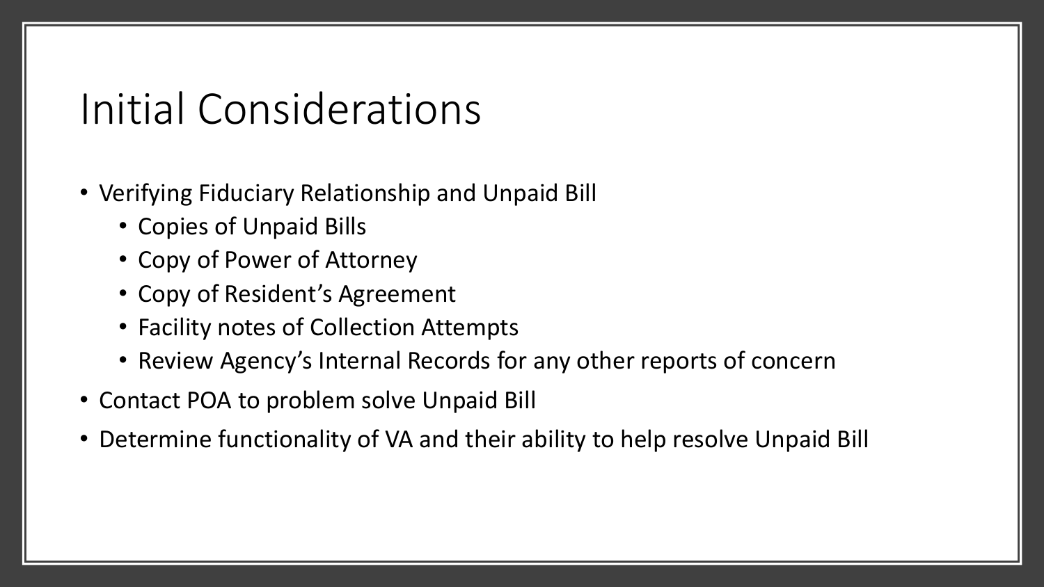# Initial Considerations

- Verifying Fiduciary Relationship and Unpaid Bill
  - Copies of Unpaid Bills
  - Copy of Power of Attorney
  - Copy of Resident's Agreement
  - Facility notes of Collection Attempts
  - Review Agency's Internal Records for any other reports of concern
- Contact POA to problem solve Unpaid Bill
- Determine functionality of VA and their ability to help resolve Unpaid Bill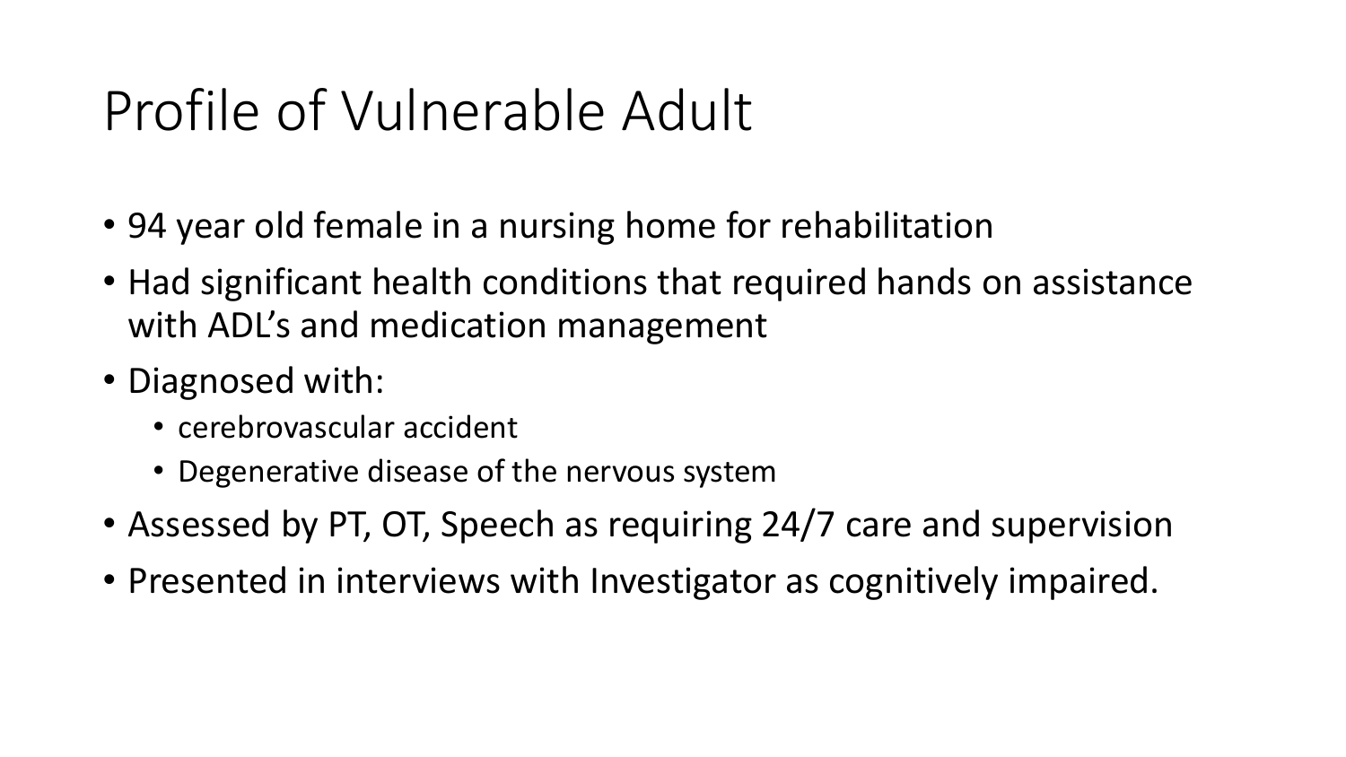# Profile of Vulnerable Adult

- 94 year old female in a nursing home for rehabilitation
- Had significant health conditions that required hands on assistance with ADL's and medication management
- Diagnosed with:
  - cerebrovascular accident
  - Degenerative disease of the nervous system
- Assessed by PT, OT, Speech as requiring 24/7 care and supervision
- Presented in interviews with Investigator as cognitively impaired.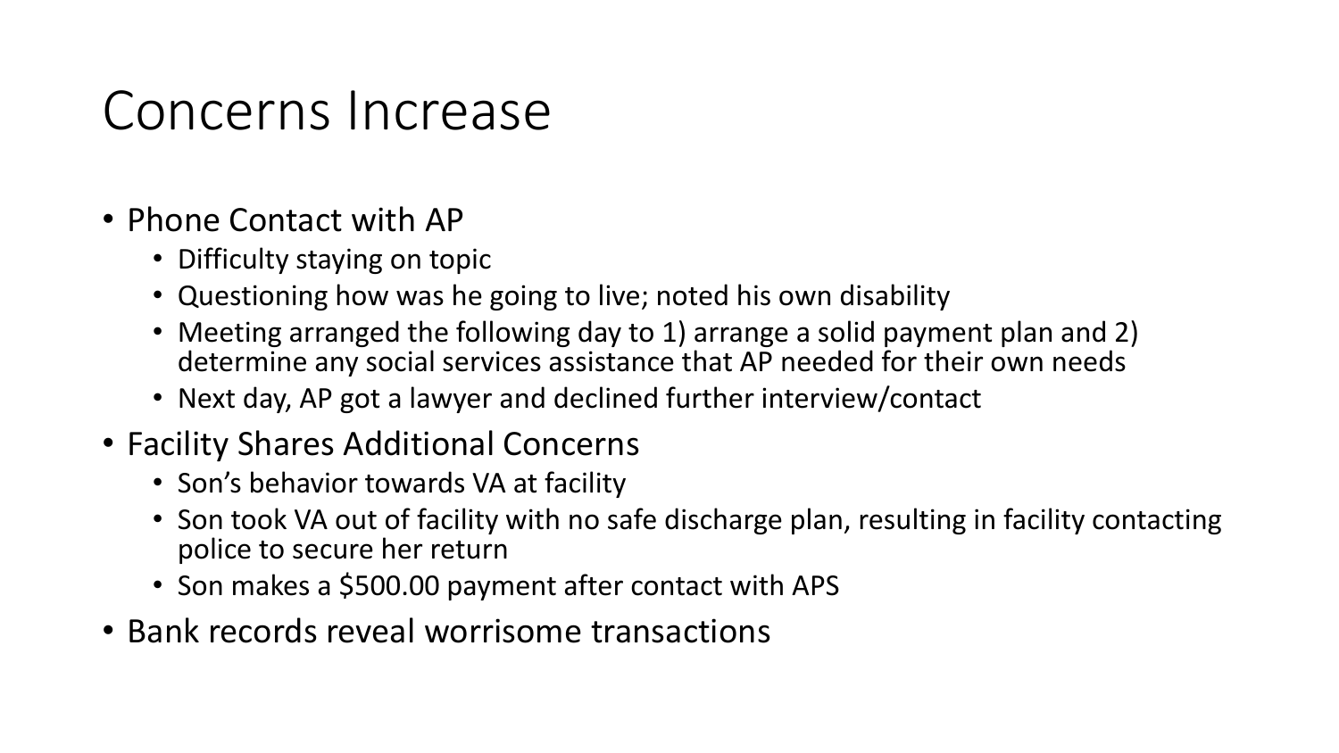# Concerns Increase

- Phone Contact with AP
  - Difficulty staying on topic
  - Questioning how was he going to live; noted his own disability
  - Meeting arranged the following day to 1) arrange a solid payment plan and 2) determine any social services assistance that AP needed for their own needs
  - Next day, AP got a lawyer and declined further interview/contact
- Facility Shares Additional Concerns
  - Son's behavior towards VA at facility
  - Son took VA out of facility with no safe discharge plan, resulting in facility contacting police to secure her return
  - Son makes a $500.00 payment after contact with APS
- Bank records reveal worrisome transactions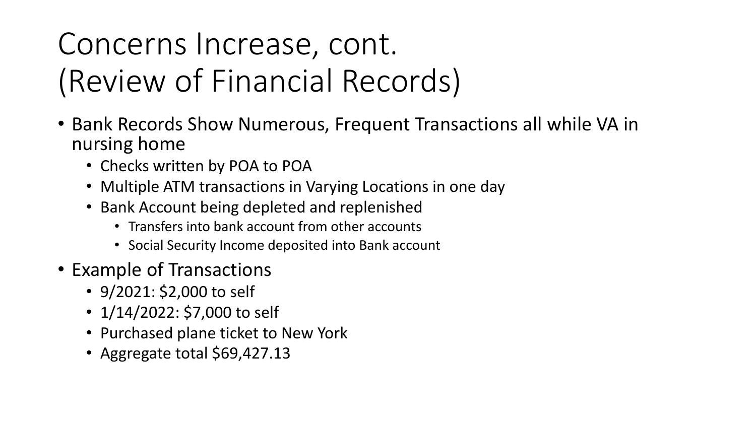# Concerns Increase, cont.
# (Review of Financial Records)

- Bank Records Show Numerous, Frequent Transactions all while VA in nursing home
  - Checks written by POA to POA
  - Multiple ATM transactions in Varying Locations in one day
  - Bank Account being depleted and replenished
    - Transfers into bank account from other accounts
    - Social Security Income deposited into Bank account
- Example of Transactions
  - 9/2021: $2,000 to self
  - 1/14/2022: $7,000 to self
  - Purchased plane ticket to New York
  - Aggregate total $69,427.13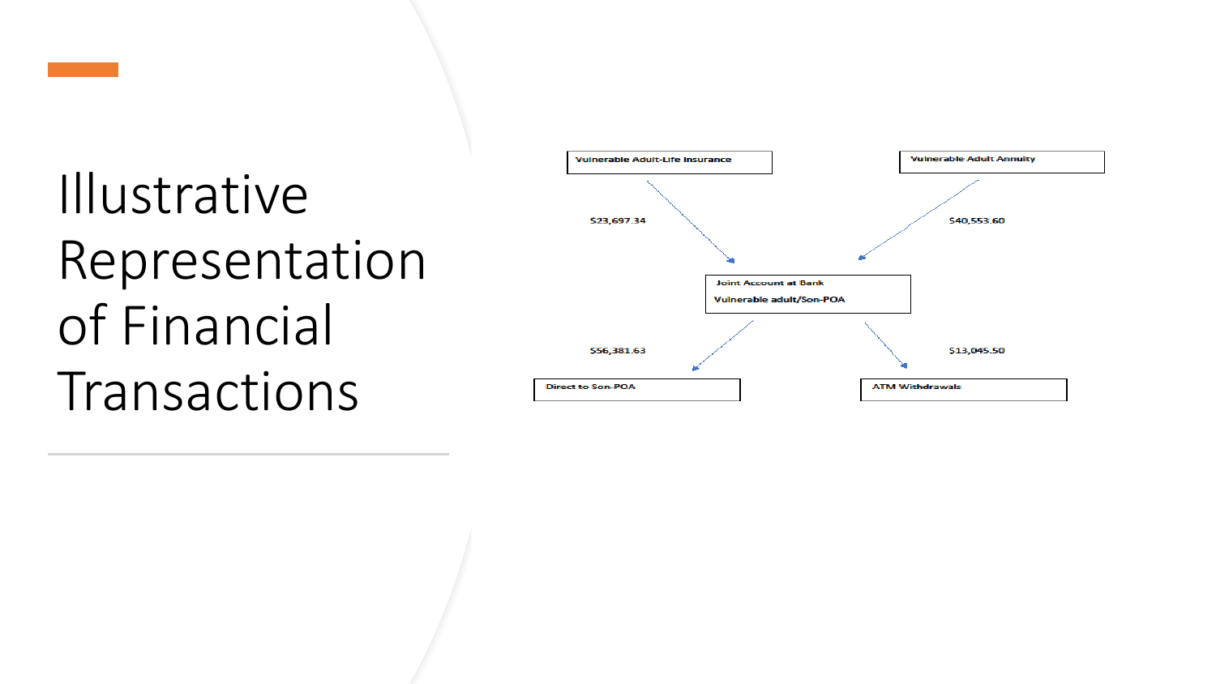# Illustrative Representation of Financial Transactions

Vulnerable Adult-Life Insurance

$23,697.34

Vulnerable Adult Annuity

$40,553.60

Joint Account at Bank

Vulnerable adult/Son-POA

$56,381.63

Direct to Son-POA

$13,045.50

ATM Withdrawals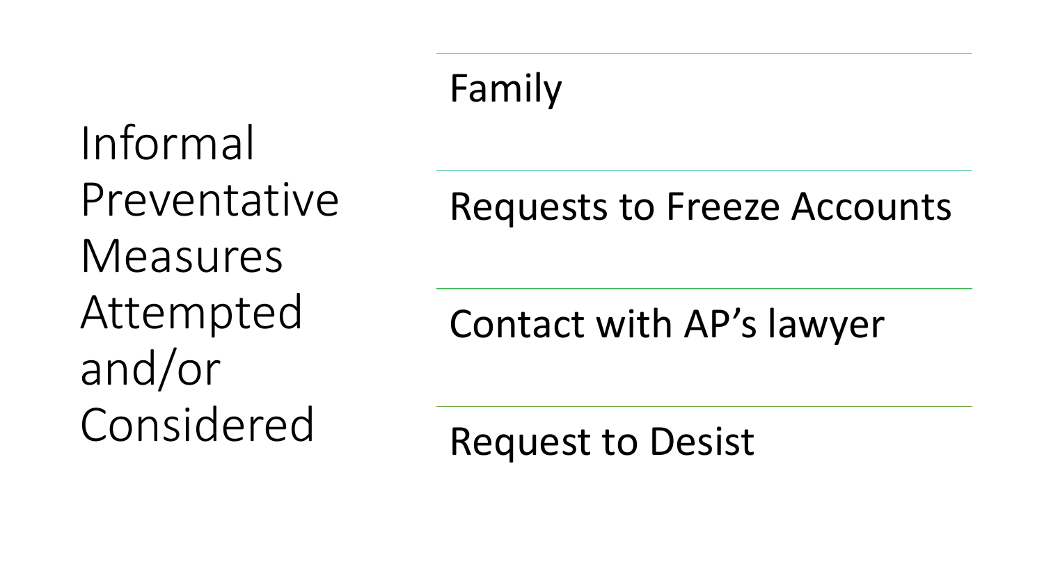# Informal Preventative Measures Attempted and/or Considered

- Family
- Requests to Freeze Accounts
- Contact with AP's lawyer
- Request to Desist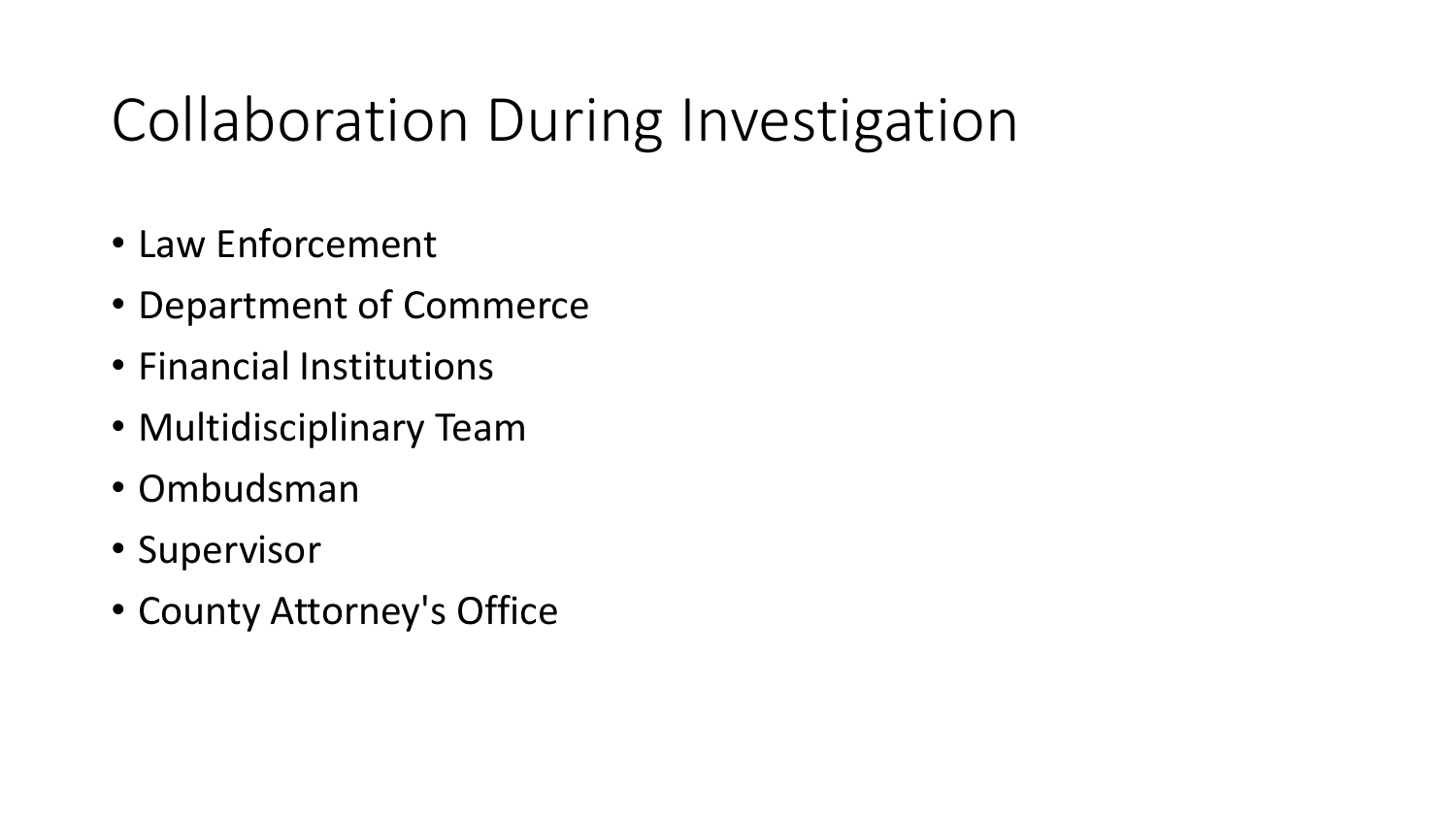# Collaboration During Investigation

- Law Enforcement
- Department of Commerce
- Financial Institutions
- Multidisciplinary Team
- Ombudsman
- Supervisor
- County Attorney's Office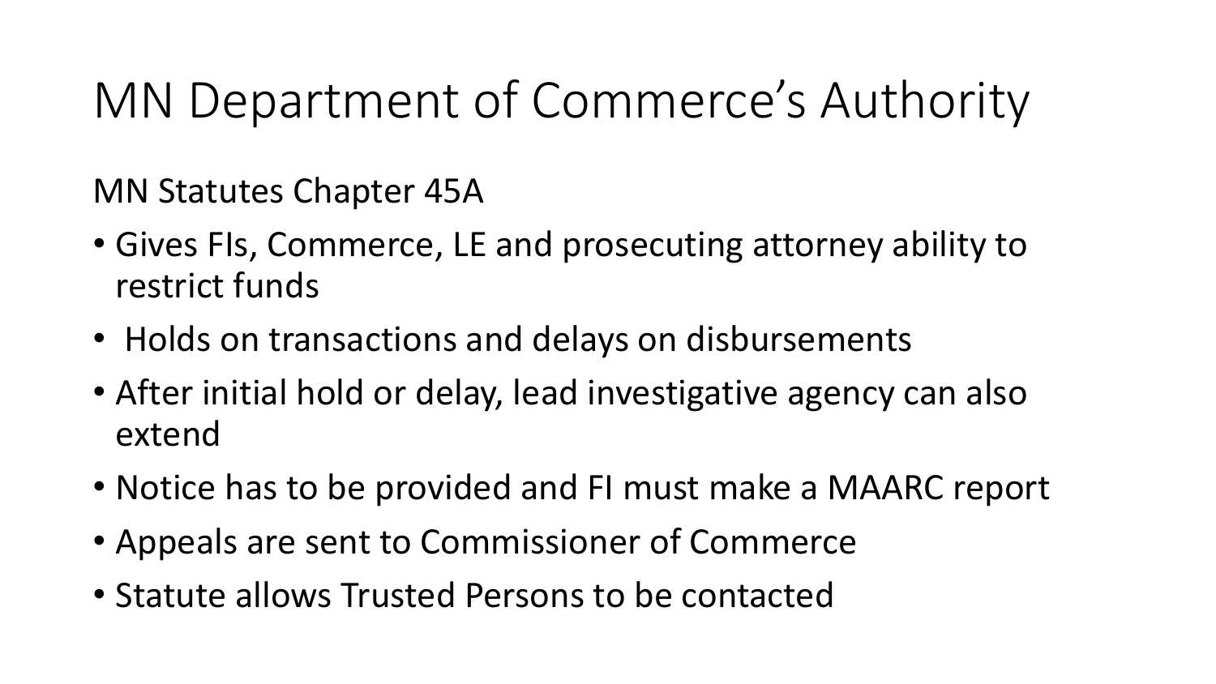# MN Department of Commerce's Authority

MN Statutes Chapter 45A

- Gives FIs, Commerce, LE and prosecuting attorney ability to restrict funds
- Holds on transactions and delays on disbursements
- After initial hold or delay, lead investigative agency can also extend
- Notice has to be provided and FI must make a MAARC report
- Appeals are sent to Commissioner of Commerce
- Statute allows Trusted Persons to be contacted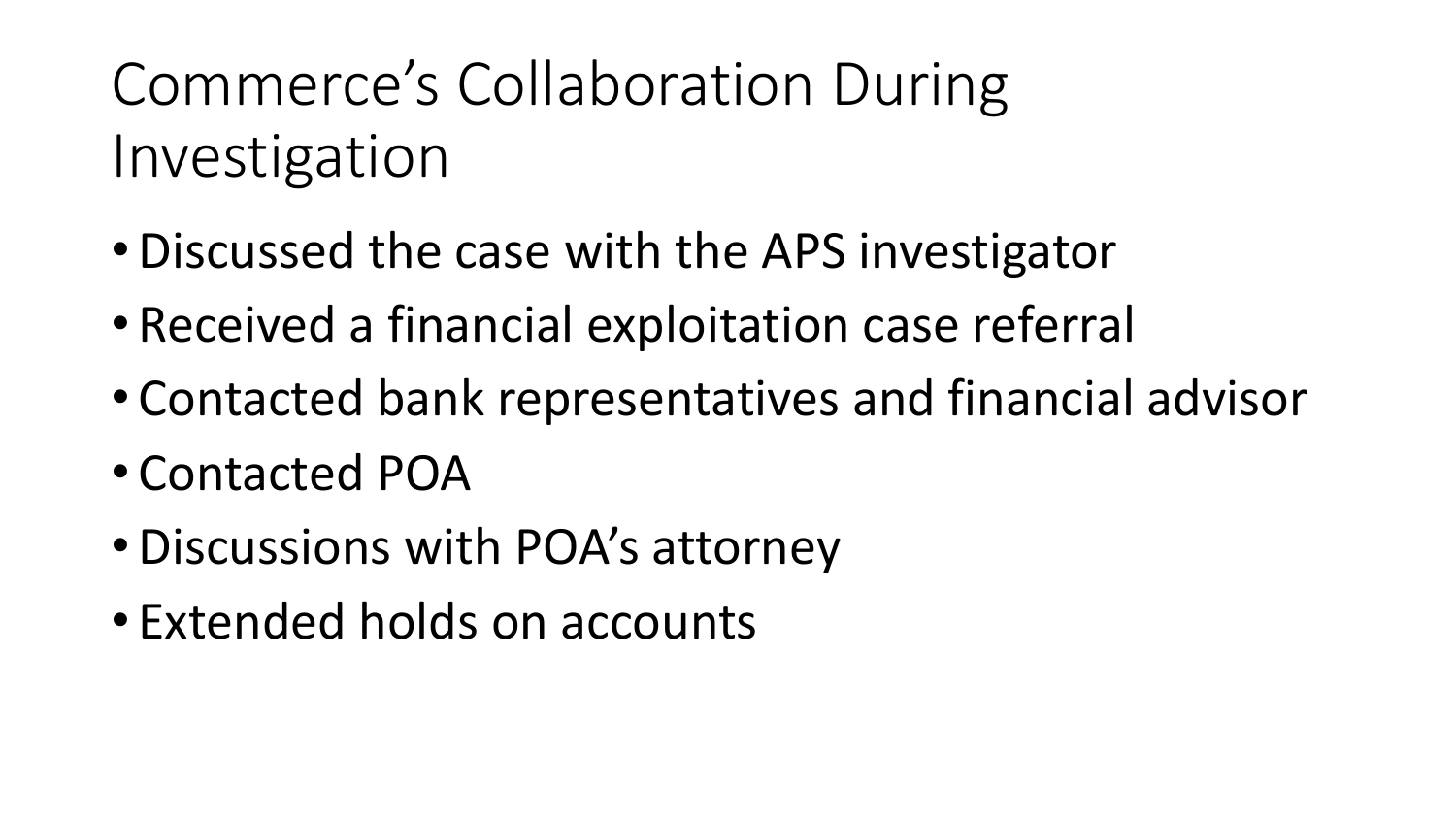# Commerce's Collaboration During Investigation

- Discussed the case with the APS investigator
- Received a financial exploitation case referral
- Contacted bank representatives and financial advisor
- Contacted POA
- Discussions with POA's attorney
- Extended holds on accounts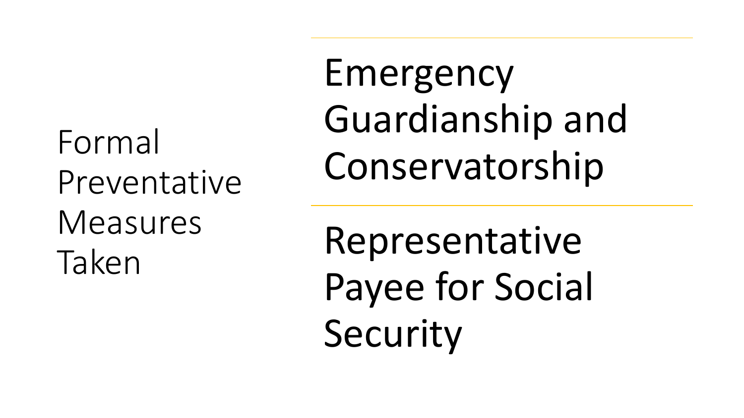# Formal Preventative Measures Taken

- Emergency Guardianship and Conservatorship
- Representative Payee for Social Security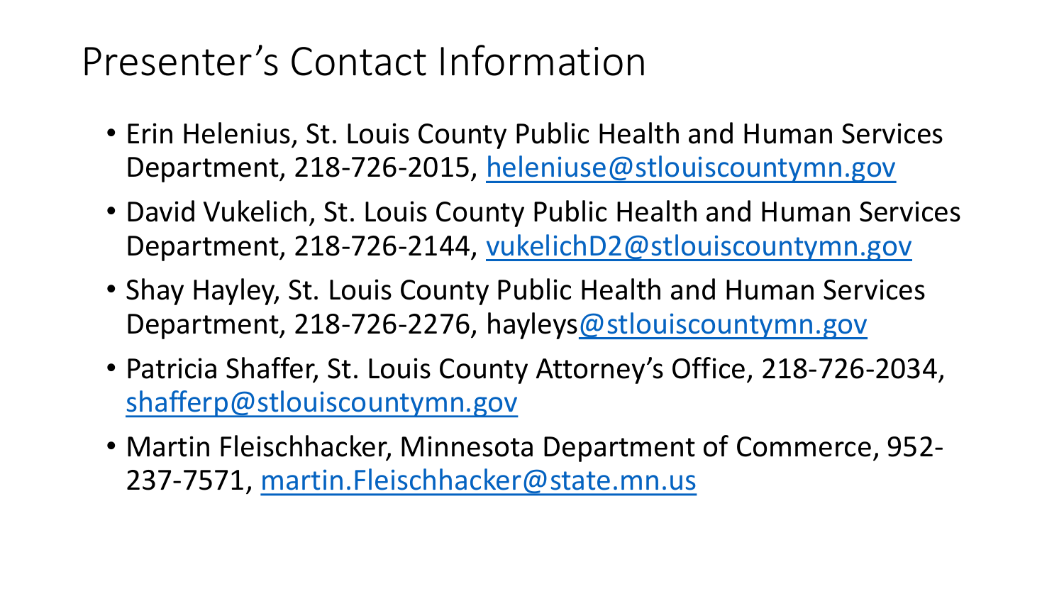# Presenter's Contact Information

- Erin Helenius, St. Louis County Public Health and Human Services Department, 218-726-2015, heleniuse@stlouiscountymn.gov
- David Vukelich, St. Louis County Public Health and Human Services Department, 218-726-2144, vukelichD2@stlouiscountymn.gov
- Shay Hayley, St. Louis County Public Health and Human Services Department, 218-726-2276, hayleys@stlouiscountymn.gov
- Patricia Shaffer, St. Louis County Attorney's Office, 218-726-2034, shafferp@stlouiscountymn.gov
- Martin Fleischhacker, Minnesota Department of Commerce, 952-237-7571, martin.Fleischhacker@state.mn.us